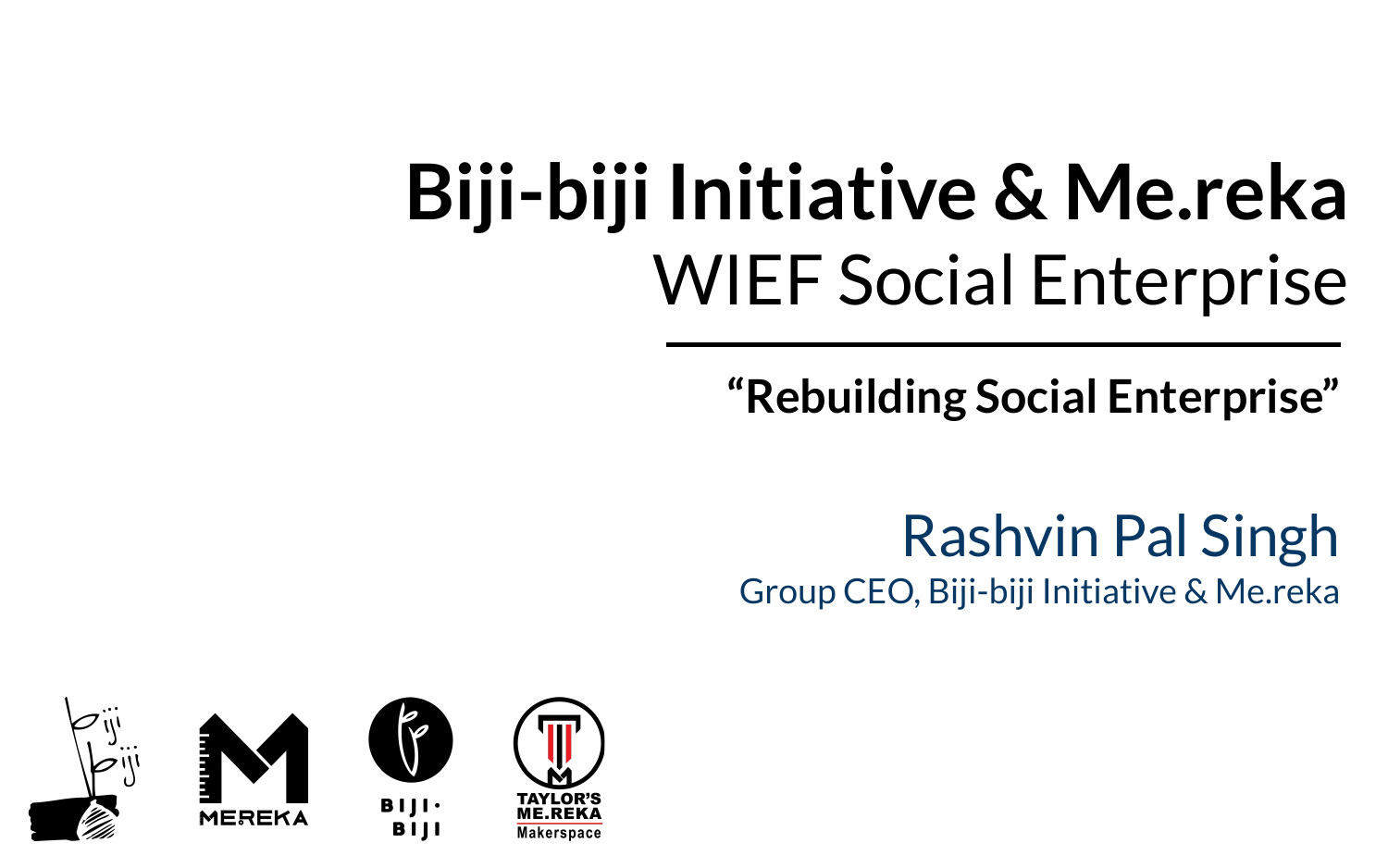# Biji-biji Initiative & Me.reka

## WIEF Social Enterprise

**"Rebuilding Social Enterprise"**

Rashvin Pal Singh

Group CEO, Biji-biji Initiative & Me.reka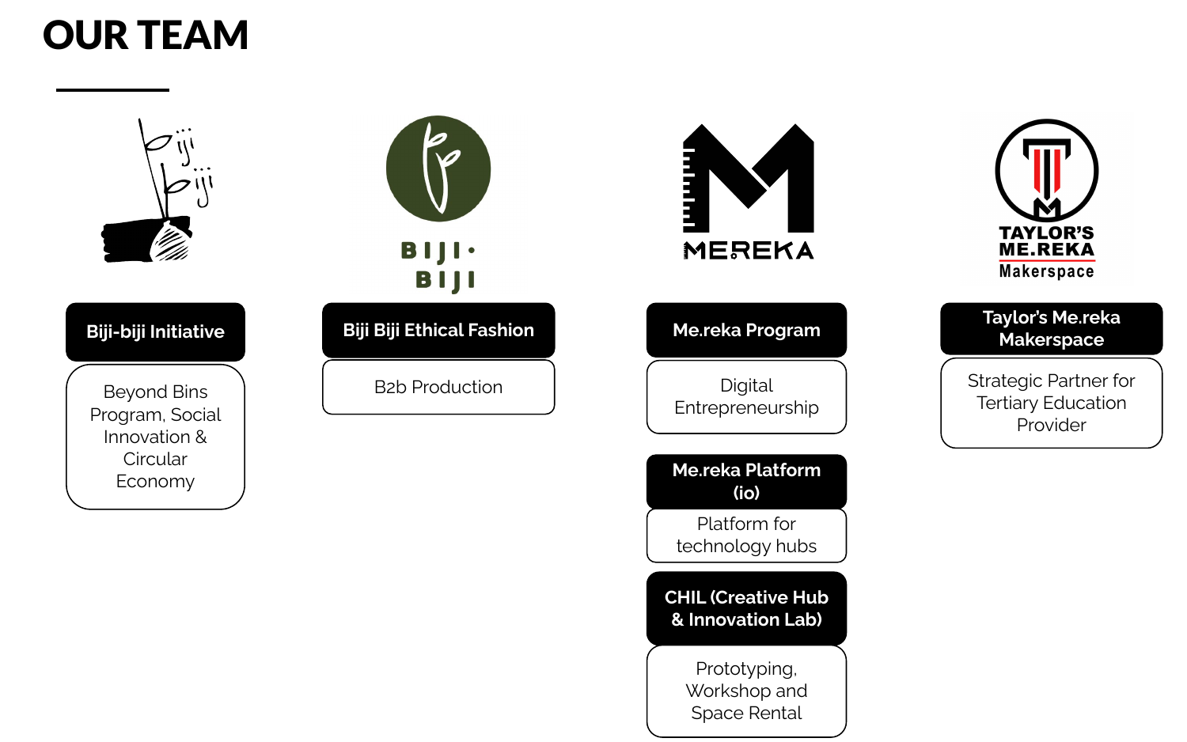# OUR TEAM

**Biji-biji Initiative**

Beyond Bins Program, Social Innovation & Circular Economy

**Biji Biji Ethical Fashion**

B2b Production

**Me.reka Program**

Digital Entrepreneurship

**Me.reka Platform (io)**

Platform for technology hubs

**CHIL (Creative Hub & Innovation Lab)**

Prototyping, Workshop and Space Rental

**Taylor's Me.reka Makerspace**

Strategic Partner for Tertiary Education Provider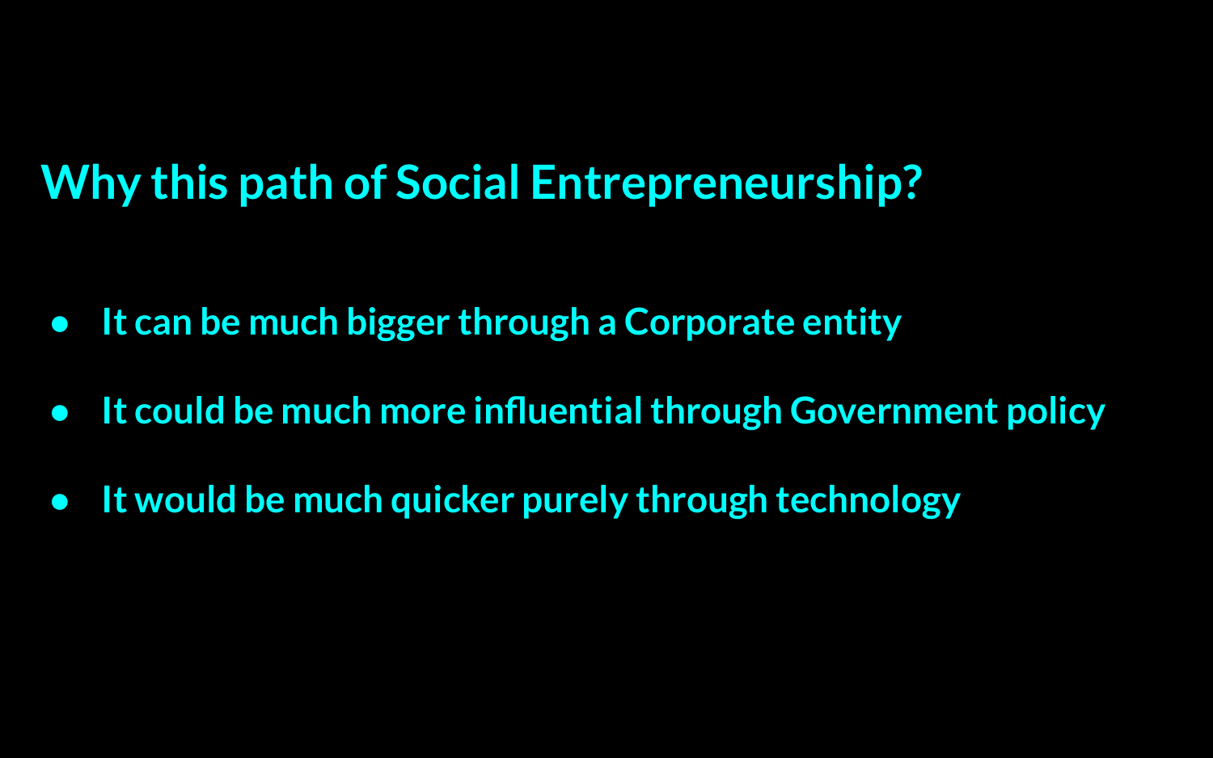## Why this path of Social Entrepreneurship?

- **It can be much bigger through a Corporate entity**
- **It could be much more influential through Government policy**
- **It would be much quicker purely through technology**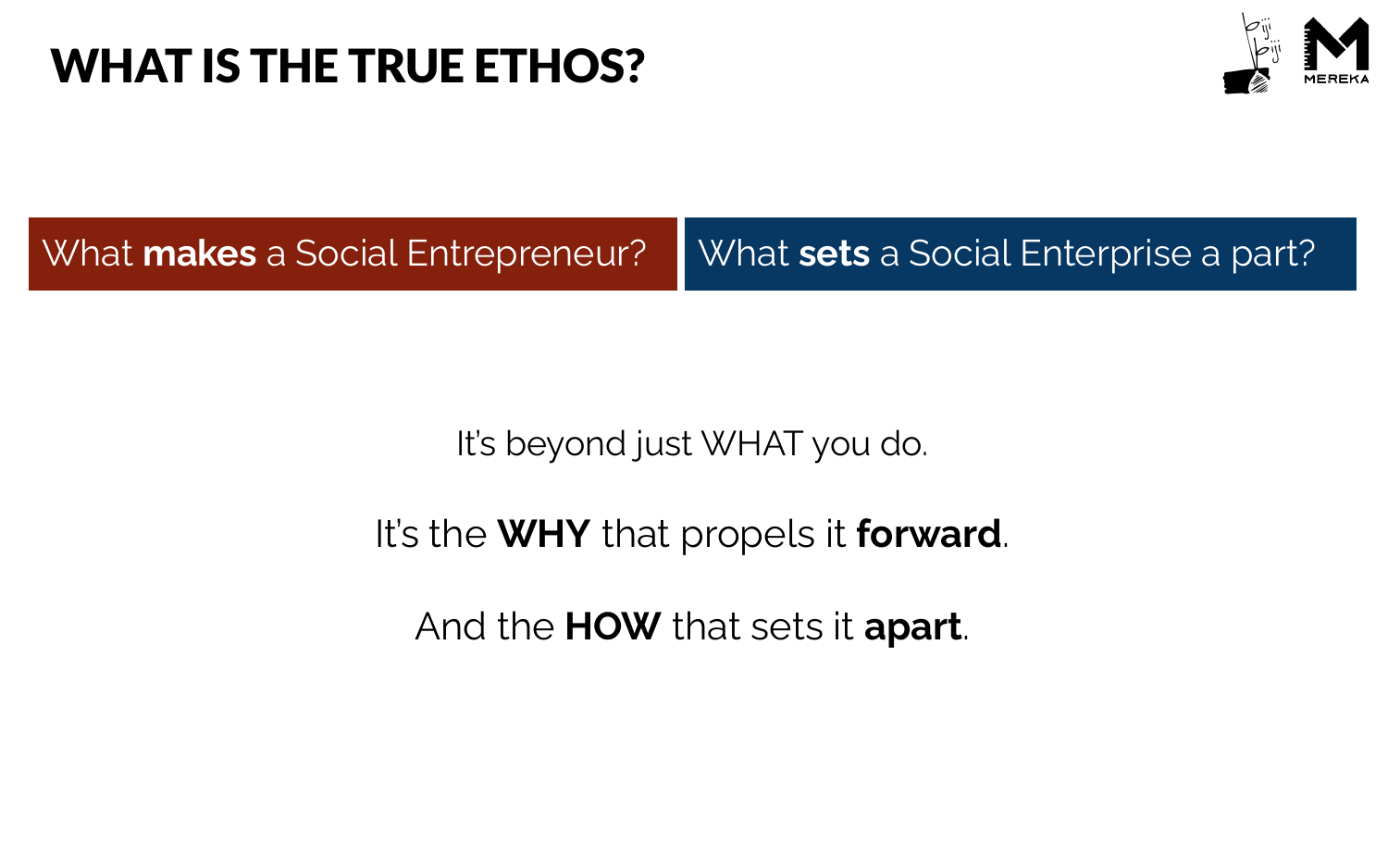# WHAT IS THE TRUE ETHOS?

What **makes** a Social Entrepreneur?

What **sets** a Social Enterprise a part?

It's beyond just WHAT you do.

It's the **WHY** that propels it **forward**.

And the **HOW** that sets it **apart**.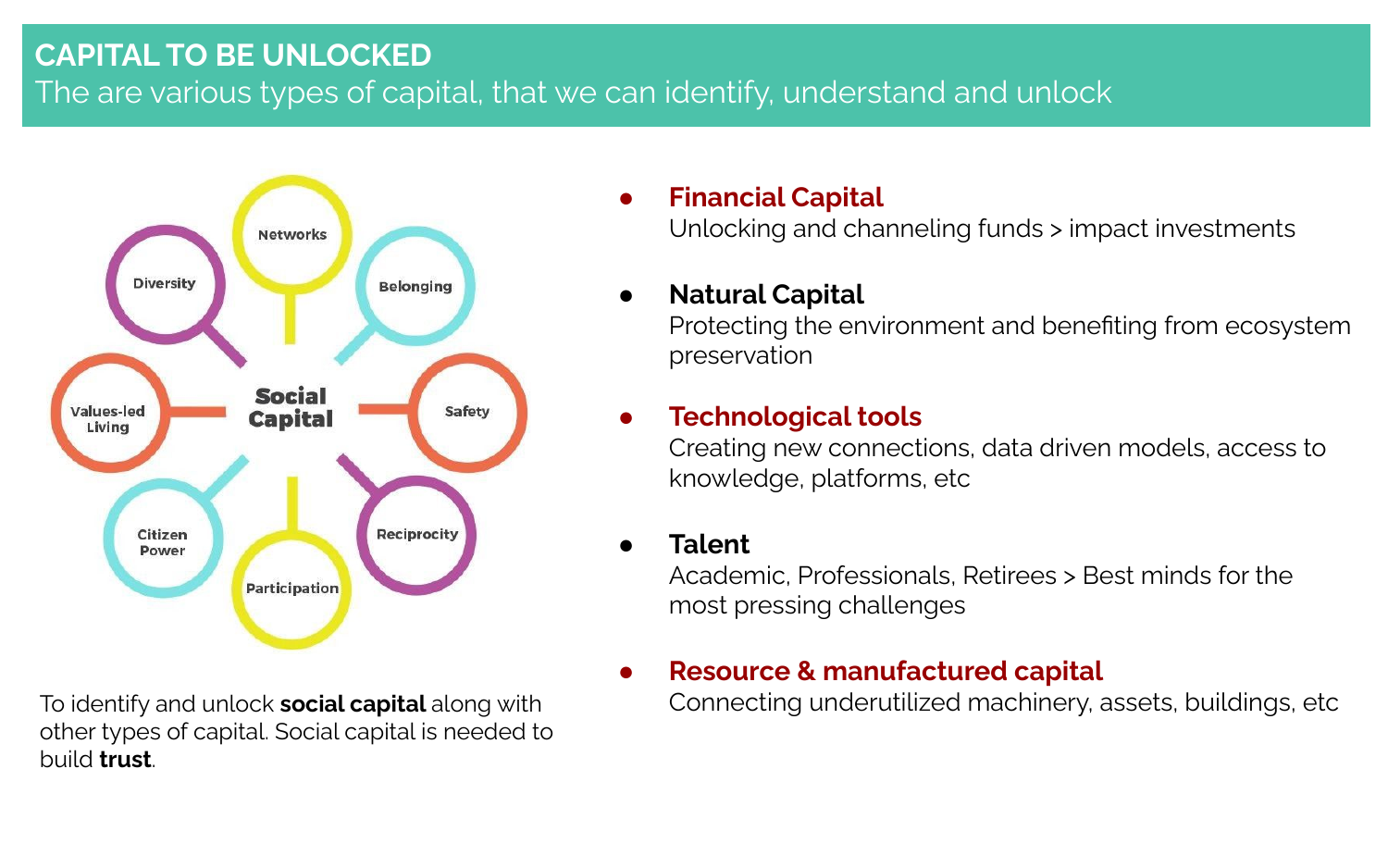## CAPITAL TO BE UNLOCKED

The are various types of capital, that we can identify, understand and unlock

Social Capital

- Networks
- Belonging
- Safety
- Reciprocity
- Participation
- Citizen Power
- Values-led Living
- Diversity

To identify and unlock **social capital** along with other types of capital. Social capital is needed to build **trust**.

- **Financial Capital**
  Unlocking and channeling funds > impact investments
- **Natural Capital**
  Protecting the environment and benefiting from ecosystem preservation
- **Technological tools**
  Creating new connections, data driven models, access to knowledge, platforms, etc
- **Talent**
  Academic, Professionals, Retirees > Best minds for the most pressing challenges
- **Resource & manufactured capital**
  Connecting underutilized machinery, assets, buildings, etc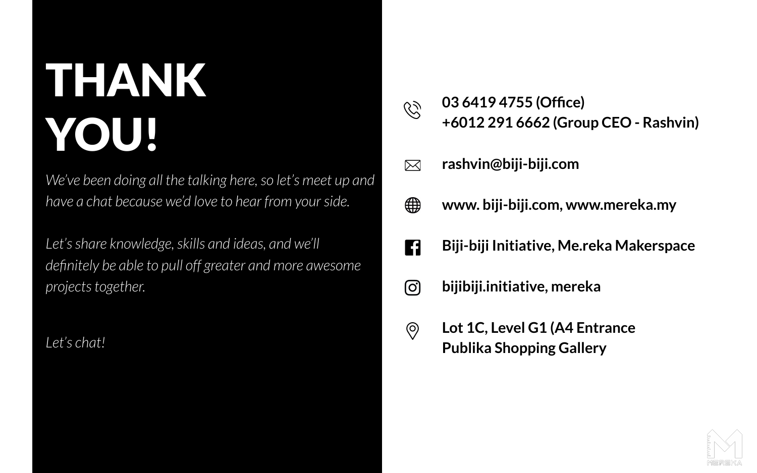# THANK YOU!

*We've been doing all the talking here, so let's meet up and have a chat because we'd love to hear from your side.*

*Let's share knowledge, skills and ideas, and we'll definitely be able to pull off greater and more awesome projects together.*

*Let's chat!*

**03 6419 4755 (Office)**
**+6012 291 6662 (Group CEO - Rashvin)**

**rashvin@biji-biji.com**

**www. biji-biji.com, www.mereka.my**

**Biji-biji Initiative, Me.reka Makerspace**

**bijibiji.initiative, mereka**

**Lot 1C, Level G1 (A4 Entrance**
**Publika Shopping Gallery**